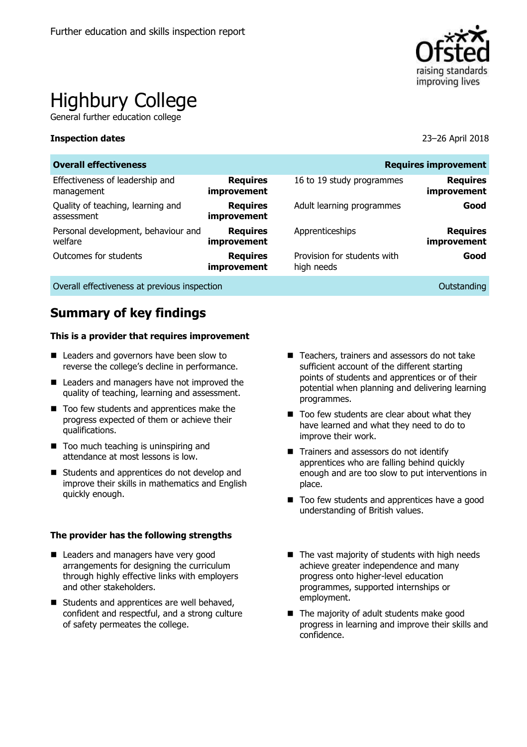Further education and skills inspection report

# Highbury College

General further education college

**Inspection dates** 23–26 April 2018

| **Overall effectiveness** | | | **Requires improvement** |
|---|---|---|---|
| Effectiveness of leadership and management | **Requires improvement** | 16 to 19 study programmes | **Requires improvement** |
| Quality of teaching, learning and assessment | **Requires improvement** | Adult learning programmes | **Good** |
| Personal development, behaviour and welfare | **Requires improvement** | Apprenticeships | **Requires improvement** |
| Outcomes for students | **Requires improvement** | Provision for students with high needs | **Good** |
| Overall effectiveness at previous inspection | | | Outstanding |

## Summary of key findings

**This is a provider that requires improvement**

- Leaders and governors have been slow to reverse the college's decline in performance.
- Leaders and managers have not improved the quality of teaching, learning and assessment.
- Too few students and apprentices make the progress expected of them or achieve their qualifications.
- Too much teaching is uninspiring and attendance at most lessons is low.
- Students and apprentices do not develop and improve their skills in mathematics and English quickly enough.
- Teachers, trainers and assessors do not take sufficient account of the different starting points of students and apprentices or of their potential when planning and delivering learning programmes.
- Too few students are clear about what they have learned and what they need to do to improve their work.
- Trainers and assessors do not identify apprentices who are falling behind quickly enough and are too slow to put interventions in place.
- Too few students and apprentices have a good understanding of British values.

**The provider has the following strengths**

- Leaders and managers have very good arrangements for designing the curriculum through highly effective links with employers and other stakeholders.
- Students and apprentices are well behaved, confident and respectful, and a strong culture of safety permeates the college.
- The vast majority of students with high needs achieve greater independence and many progress onto higher-level education programmes, supported internships or employment.
- The majority of adult students make good progress in learning and improve their skills and confidence.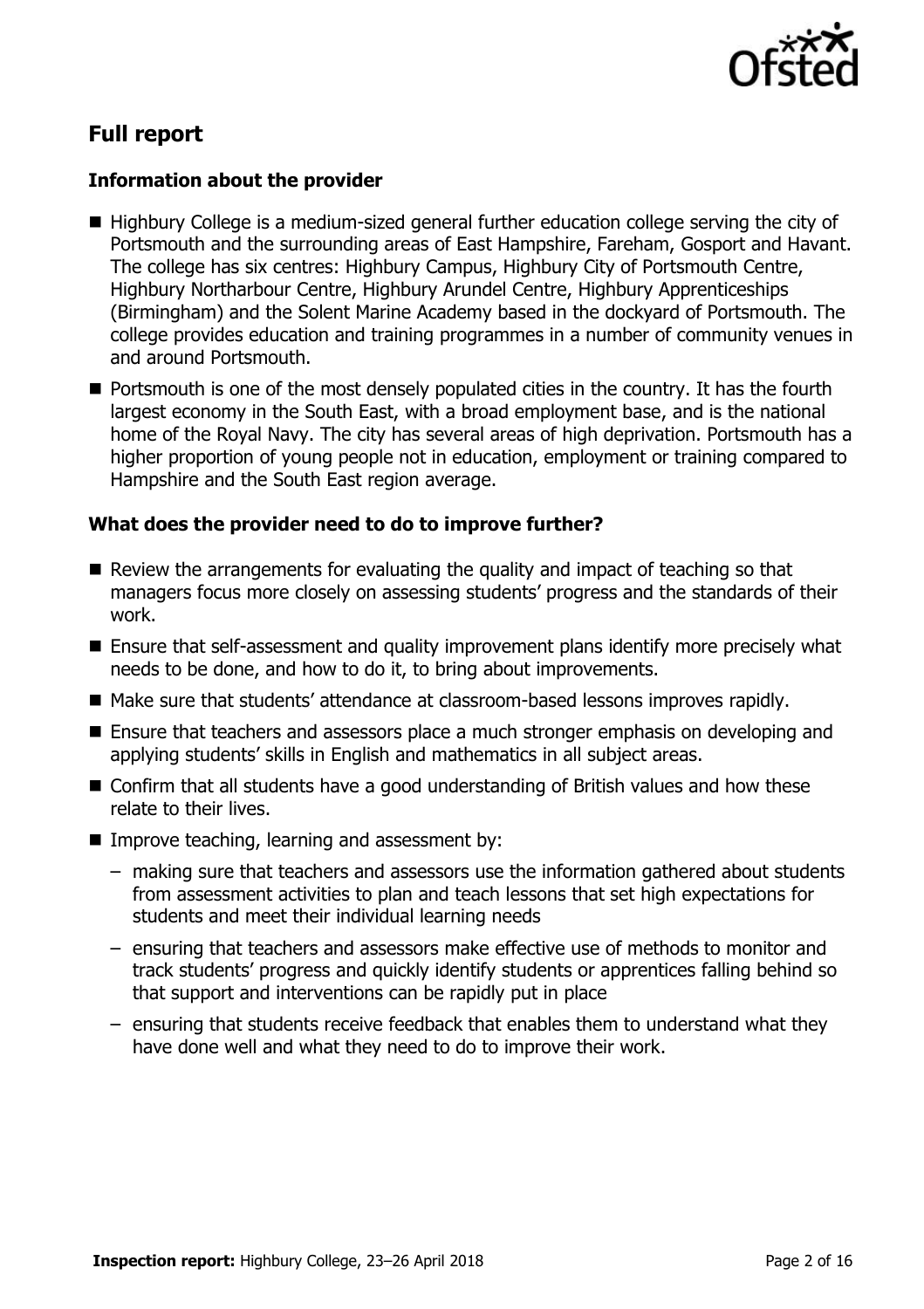## Full report

### Information about the provider

- Highbury College is a medium-sized general further education college serving the city of Portsmouth and the surrounding areas of East Hampshire, Fareham, Gosport and Havant. The college has six centres: Highbury Campus, Highbury City of Portsmouth Centre, Highbury Northarbour Centre, Highbury Arundel Centre, Highbury Apprenticeships (Birmingham) and the Solent Marine Academy based in the dockyard of Portsmouth. The college provides education and training programmes in a number of community venues in and around Portsmouth.
- Portsmouth is one of the most densely populated cities in the country. It has the fourth largest economy in the South East, with a broad employment base, and is the national home of the Royal Navy. The city has several areas of high deprivation. Portsmouth has a higher proportion of young people not in education, employment or training compared to Hampshire and the South East region average.

### What does the provider need to do to improve further?

- Review the arrangements for evaluating the quality and impact of teaching so that managers focus more closely on assessing students' progress and the standards of their work.
- Ensure that self-assessment and quality improvement plans identify more precisely what needs to be done, and how to do it, to bring about improvements.
- Make sure that students' attendance at classroom-based lessons improves rapidly.
- Ensure that teachers and assessors place a much stronger emphasis on developing and applying students' skills in English and mathematics in all subject areas.
- Confirm that all students have a good understanding of British values and how these relate to their lives.
- Improve teaching, learning and assessment by:
  - making sure that teachers and assessors use the information gathered about students from assessment activities to plan and teach lessons that set high expectations for students and meet their individual learning needs
  - ensuring that teachers and assessors make effective use of methods to monitor and track students' progress and quickly identify students or apprentices falling behind so that support and interventions can be rapidly put in place
  - ensuring that students receive feedback that enables them to understand what they have done well and what they need to do to improve their work.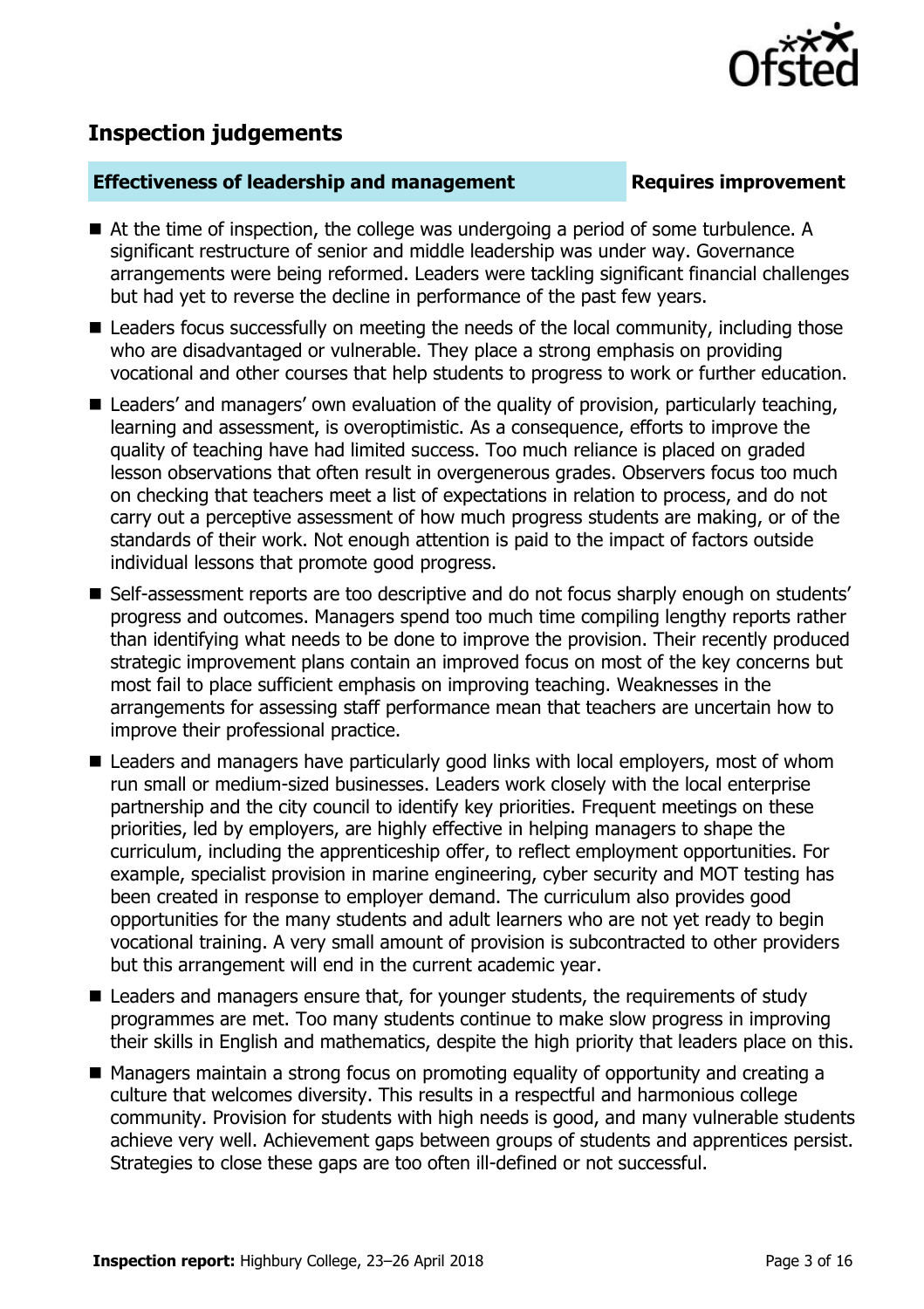## Inspection judgements

### Effectiveness of leadership and management — Requires improvement

- At the time of inspection, the college was undergoing a period of some turbulence. A significant restructure of senior and middle leadership was under way. Governance arrangements were being reformed. Leaders were tackling significant financial challenges but had yet to reverse the decline in performance of the past few years.
- Leaders focus successfully on meeting the needs of the local community, including those who are disadvantaged or vulnerable. They place a strong emphasis on providing vocational and other courses that help students to progress to work or further education.
- Leaders' and managers' own evaluation of the quality of provision, particularly teaching, learning and assessment, is overoptimistic. As a consequence, efforts to improve the quality of teaching have had limited success. Too much reliance is placed on graded lesson observations that often result in overgenerous grades. Observers focus too much on checking that teachers meet a list of expectations in relation to process, and do not carry out a perceptive assessment of how much progress students are making, or of the standards of their work. Not enough attention is paid to the impact of factors outside individual lessons that promote good progress.
- Self-assessment reports are too descriptive and do not focus sharply enough on students' progress and outcomes. Managers spend too much time compiling lengthy reports rather than identifying what needs to be done to improve the provision. Their recently produced strategic improvement plans contain an improved focus on most of the key concerns but most fail to place sufficient emphasis on improving teaching. Weaknesses in the arrangements for assessing staff performance mean that teachers are uncertain how to improve their professional practice.
- Leaders and managers have particularly good links with local employers, most of whom run small or medium-sized businesses. Leaders work closely with the local enterprise partnership and the city council to identify key priorities. Frequent meetings on these priorities, led by employers, are highly effective in helping managers to shape the curriculum, including the apprenticeship offer, to reflect employment opportunities. For example, specialist provision in marine engineering, cyber security and MOT testing has been created in response to employer demand. The curriculum also provides good opportunities for the many students and adult learners who are not yet ready to begin vocational training. A very small amount of provision is subcontracted to other providers but this arrangement will end in the current academic year.
- Leaders and managers ensure that, for younger students, the requirements of study programmes are met. Too many students continue to make slow progress in improving their skills in English and mathematics, despite the high priority that leaders place on this.
- Managers maintain a strong focus on promoting equality of opportunity and creating a culture that welcomes diversity. This results in a respectful and harmonious college community. Provision for students with high needs is good, and many vulnerable students achieve very well. Achievement gaps between groups of students and apprentices persist. Strategies to close these gaps are too often ill-defined or not successful.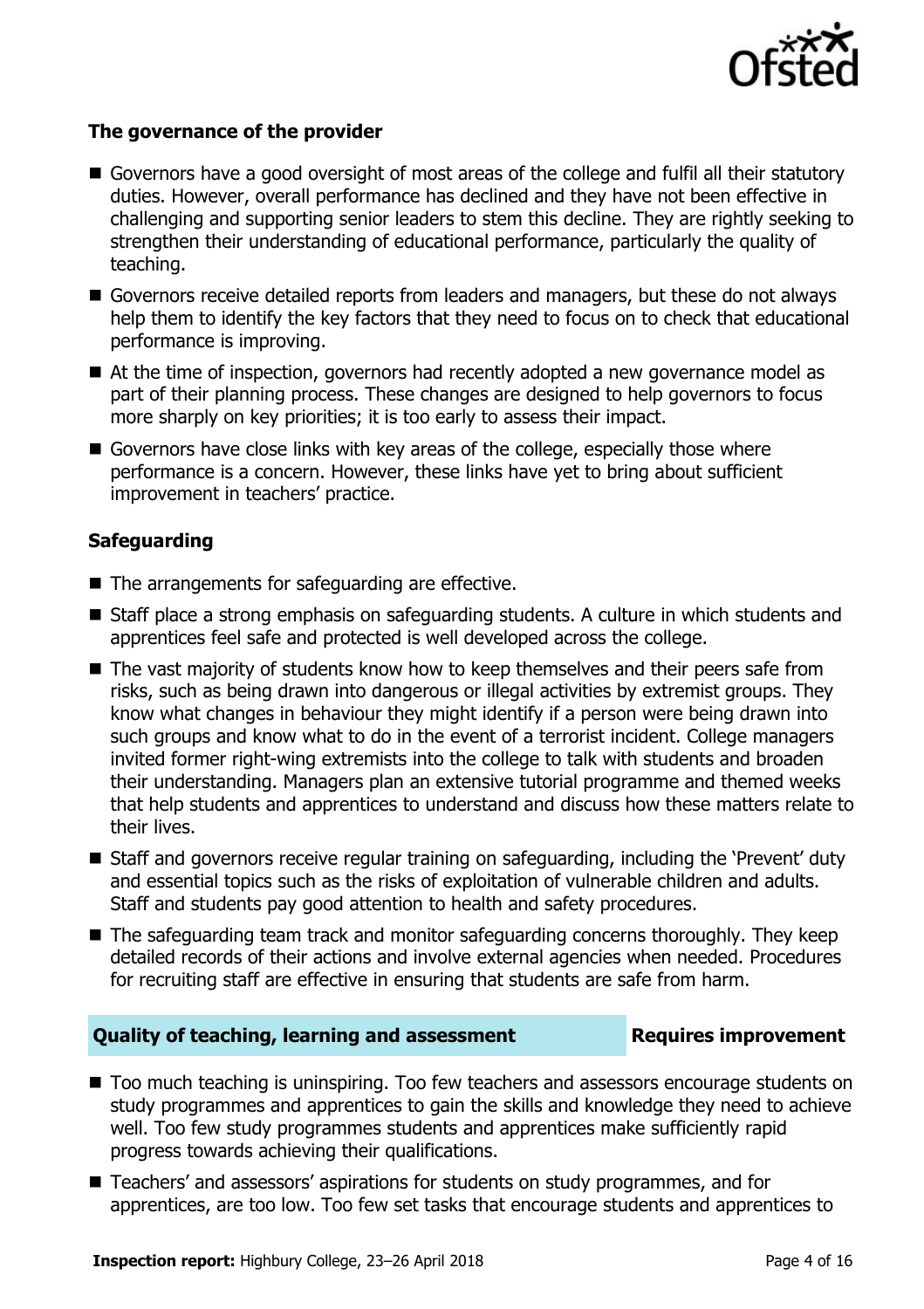### The governance of the provider

- Governors have a good oversight of most areas of the college and fulfil all their statutory duties. However, overall performance has declined and they have not been effective in challenging and supporting senior leaders to stem this decline. They are rightly seeking to strengthen their understanding of educational performance, particularly the quality of teaching.
- Governors receive detailed reports from leaders and managers, but these do not always help them to identify the key factors that they need to focus on to check that educational performance is improving.
- At the time of inspection, governors had recently adopted a new governance model as part of their planning process. These changes are designed to help governors to focus more sharply on key priorities; it is too early to assess their impact.
- Governors have close links with key areas of the college, especially those where performance is a concern. However, these links have yet to bring about sufficient improvement in teachers' practice.

### Safeguarding

- The arrangements for safeguarding are effective.
- Staff place a strong emphasis on safeguarding students. A culture in which students and apprentices feel safe and protected is well developed across the college.
- The vast majority of students know how to keep themselves and their peers safe from risks, such as being drawn into dangerous or illegal activities by extremist groups. They know what changes in behaviour they might identify if a person were being drawn into such groups and know what to do in the event of a terrorist incident. College managers invited former right-wing extremists into the college to talk with students and broaden their understanding. Managers plan an extensive tutorial programme and themed weeks that help students and apprentices to understand and discuss how these matters relate to their lives.
- Staff and governors receive regular training on safeguarding, including the 'Prevent' duty and essential topics such as the risks of exploitation of vulnerable children and adults. Staff and students pay good attention to health and safety procedures.
- The safeguarding team track and monitor safeguarding concerns thoroughly. They keep detailed records of their actions and involve external agencies when needed. Procedures for recruiting staff are effective in ensuring that students are safe from harm.

| Quality of teaching, learning and assessment | Requires improvement |
| --- | --- |

- Too much teaching is uninspiring. Too few teachers and assessors encourage students on study programmes and apprentices to gain the skills and knowledge they need to achieve well. Too few study programmes students and apprentices make sufficiently rapid progress towards achieving their qualifications.
- Teachers' and assessors' aspirations for students on study programmes, and for apprentices, are too low. Too few set tasks that encourage students and apprentices to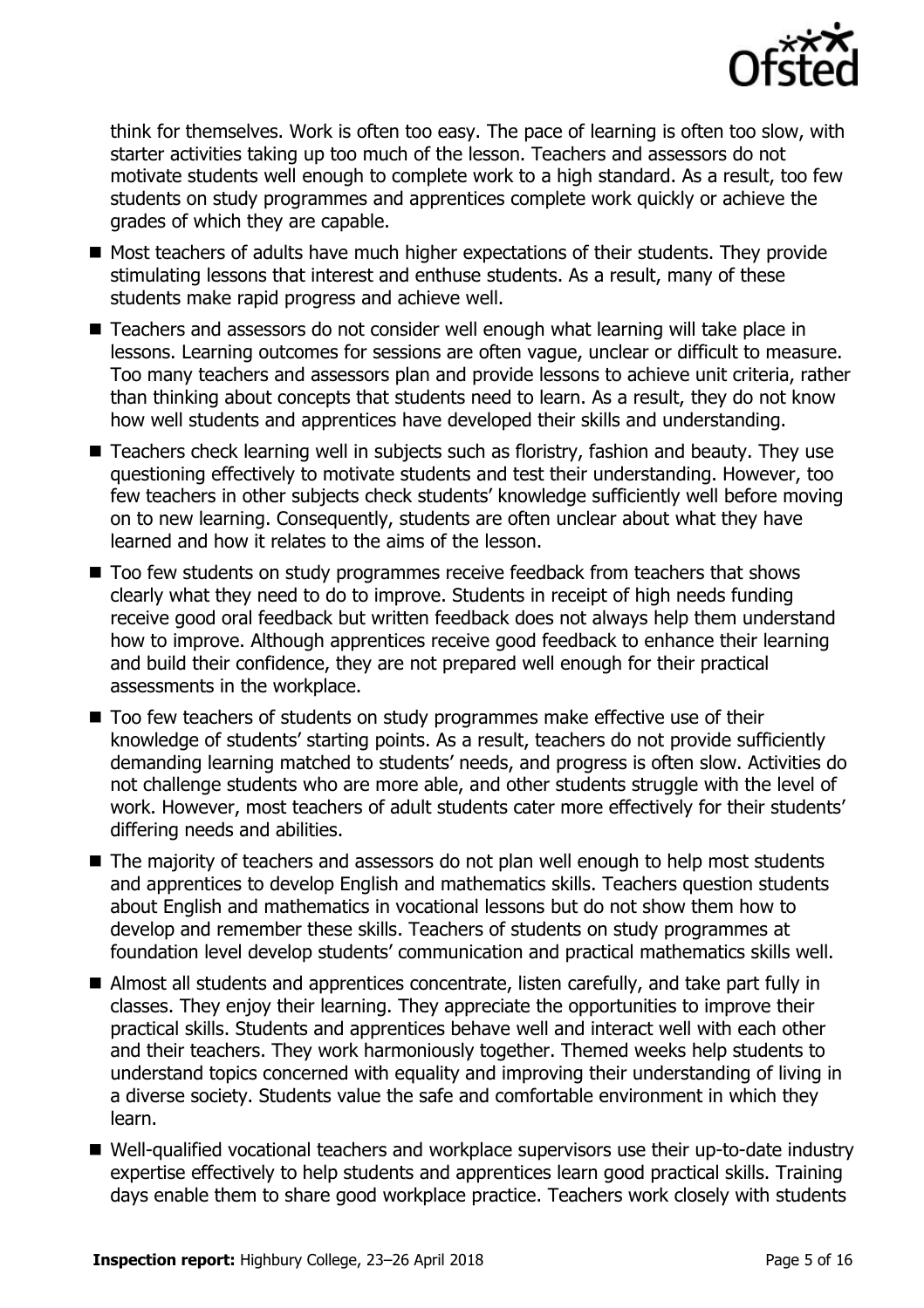think for themselves. Work is often too easy. The pace of learning is often too slow, with starter activities taking up too much of the lesson. Teachers and assessors do not motivate students well enough to complete work to a high standard. As a result, too few students on study programmes and apprentices complete work quickly or achieve the grades of which they are capable.

- Most teachers of adults have much higher expectations of their students. They provide stimulating lessons that interest and enthuse students. As a result, many of these students make rapid progress and achieve well.
- Teachers and assessors do not consider well enough what learning will take place in lessons. Learning outcomes for sessions are often vague, unclear or difficult to measure. Too many teachers and assessors plan and provide lessons to achieve unit criteria, rather than thinking about concepts that students need to learn. As a result, they do not know how well students and apprentices have developed their skills and understanding.
- Teachers check learning well in subjects such as floristry, fashion and beauty. They use questioning effectively to motivate students and test their understanding. However, too few teachers in other subjects check students' knowledge sufficiently well before moving on to new learning. Consequently, students are often unclear about what they have learned and how it relates to the aims of the lesson.
- Too few students on study programmes receive feedback from teachers that shows clearly what they need to do to improve. Students in receipt of high needs funding receive good oral feedback but written feedback does not always help them understand how to improve. Although apprentices receive good feedback to enhance their learning and build their confidence, they are not prepared well enough for their practical assessments in the workplace.
- Too few teachers of students on study programmes make effective use of their knowledge of students' starting points. As a result, teachers do not provide sufficiently demanding learning matched to students' needs, and progress is often slow. Activities do not challenge students who are more able, and other students struggle with the level of work. However, most teachers of adult students cater more effectively for their students' differing needs and abilities.
- The majority of teachers and assessors do not plan well enough to help most students and apprentices to develop English and mathematics skills. Teachers question students about English and mathematics in vocational lessons but do not show them how to develop and remember these skills. Teachers of students on study programmes at foundation level develop students' communication and practical mathematics skills well.
- Almost all students and apprentices concentrate, listen carefully, and take part fully in classes. They enjoy their learning. They appreciate the opportunities to improve their practical skills. Students and apprentices behave well and interact well with each other and their teachers. They work harmoniously together. Themed weeks help students to understand topics concerned with equality and improving their understanding of living in a diverse society. Students value the safe and comfortable environment in which they learn.
- Well-qualified vocational teachers and workplace supervisors use their up-to-date industry expertise effectively to help students and apprentices learn good practical skills. Training days enable them to share good workplace practice. Teachers work closely with students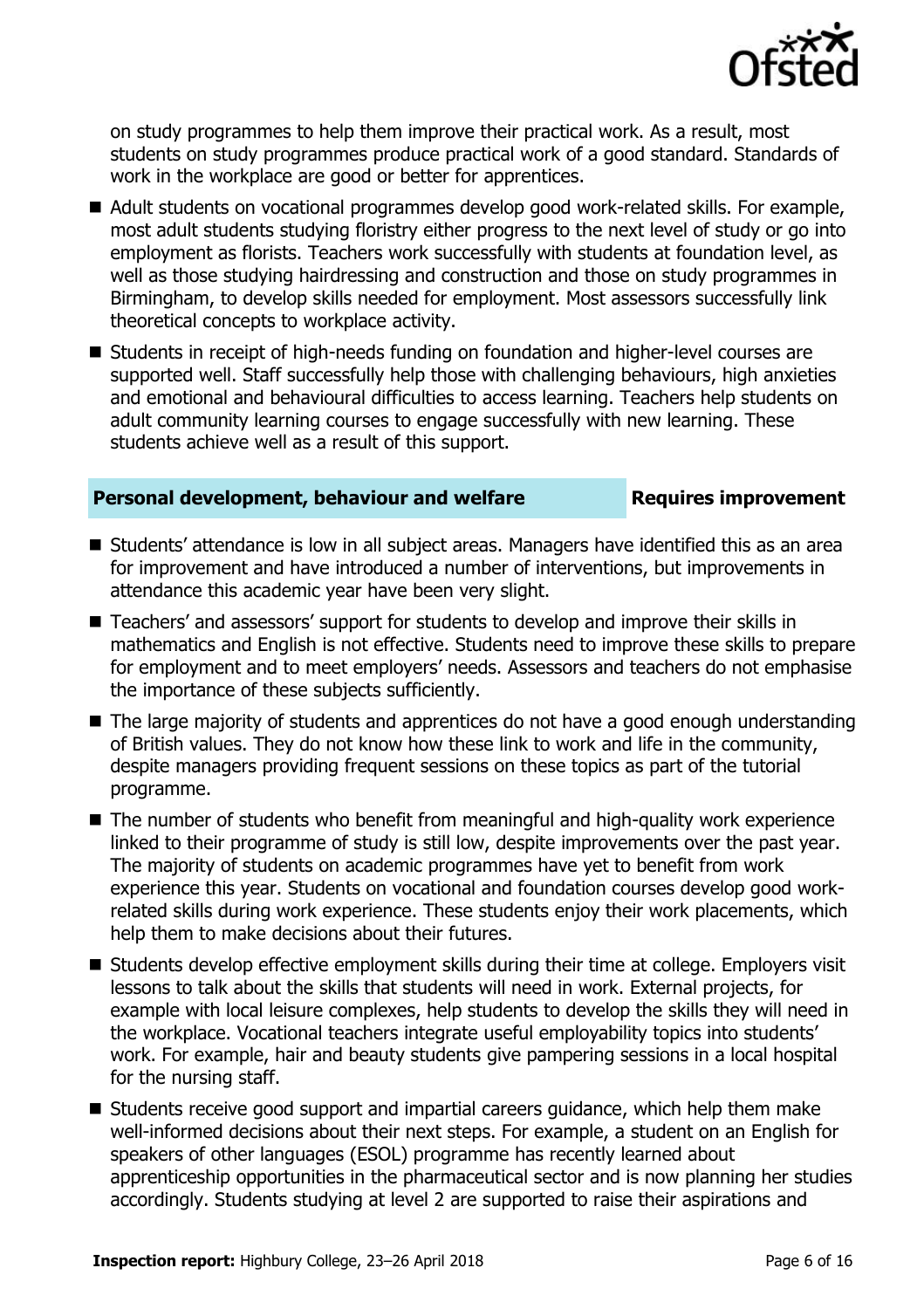on study programmes to help them improve their practical work. As a result, most students on study programmes produce practical work of a good standard. Standards of work in the workplace are good or better for apprentices.

- Adult students on vocational programmes develop good work-related skills. For example, most adult students studying floristry either progress to the next level of study or go into employment as florists. Teachers work successfully with students at foundation level, as well as those studying hairdressing and construction and those on study programmes in Birmingham, to develop skills needed for employment. Most assessors successfully link theoretical concepts to workplace activity.
- Students in receipt of high-needs funding on foundation and higher-level courses are supported well. Staff successfully help those with challenging behaviours, high anxieties and emotional and behavioural difficulties to access learning. Teachers help students on adult community learning courses to engage successfully with new learning. These students achieve well as a result of this support.

## Personal development, behaviour and welfare — Requires improvement

- Students' attendance is low in all subject areas. Managers have identified this as an area for improvement and have introduced a number of interventions, but improvements in attendance this academic year have been very slight.
- Teachers' and assessors' support for students to develop and improve their skills in mathematics and English is not effective. Students need to improve these skills to prepare for employment and to meet employers' needs. Assessors and teachers do not emphasise the importance of these subjects sufficiently.
- The large majority of students and apprentices do not have a good enough understanding of British values. They do not know how these link to work and life in the community, despite managers providing frequent sessions on these topics as part of the tutorial programme.
- The number of students who benefit from meaningful and high-quality work experience linked to their programme of study is still low, despite improvements over the past year. The majority of students on academic programmes have yet to benefit from work experience this year. Students on vocational and foundation courses develop good work-related skills during work experience. These students enjoy their work placements, which help them to make decisions about their futures.
- Students develop effective employment skills during their time at college. Employers visit lessons to talk about the skills that students will need in work. External projects, for example with local leisure complexes, help students to develop the skills they will need in the workplace. Vocational teachers integrate useful employability topics into students' work. For example, hair and beauty students give pampering sessions in a local hospital for the nursing staff.
- Students receive good support and impartial careers guidance, which help them make well-informed decisions about their next steps. For example, a student on an English for speakers of other languages (ESOL) programme has recently learned about apprenticeship opportunities in the pharmaceutical sector and is now planning her studies accordingly. Students studying at level 2 are supported to raise their aspirations and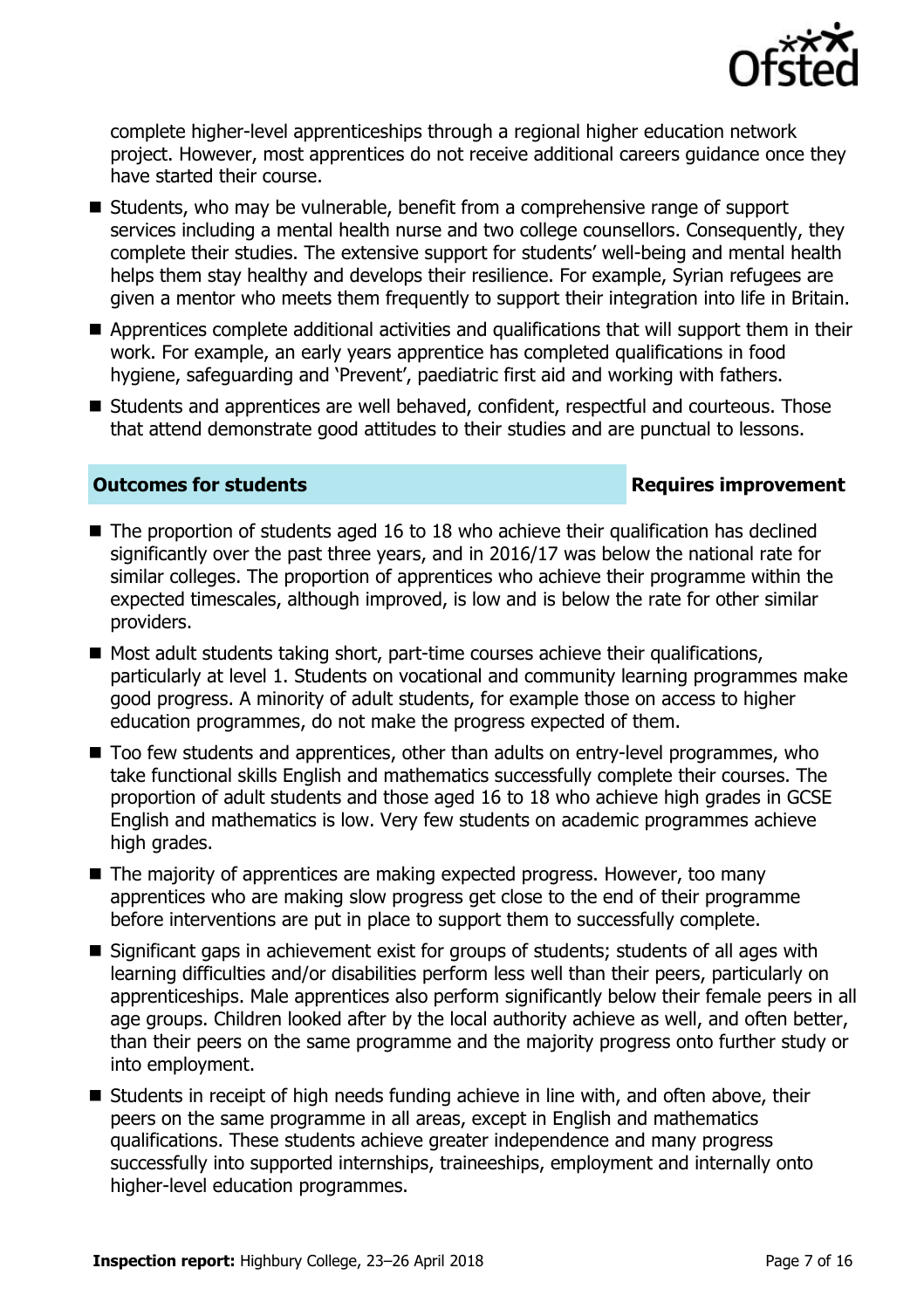complete higher-level apprenticeships through a regional higher education network project. However, most apprentices do not receive additional careers guidance once they have started their course.

- Students, who may be vulnerable, benefit from a comprehensive range of support services including a mental health nurse and two college counsellors. Consequently, they complete their studies. The extensive support for students' well-being and mental health helps them stay healthy and develops their resilience. For example, Syrian refugees are given a mentor who meets them frequently to support their integration into life in Britain.
- Apprentices complete additional activities and qualifications that will support them in their work. For example, an early years apprentice has completed qualifications in food hygiene, safeguarding and 'Prevent', paediatric first aid and working with fathers.
- Students and apprentices are well behaved, confident, respectful and courteous. Those that attend demonstrate good attitudes to their studies and are punctual to lessons.

## Outcomes for students — Requires improvement

- The proportion of students aged 16 to 18 who achieve their qualification has declined significantly over the past three years, and in 2016/17 was below the national rate for similar colleges. The proportion of apprentices who achieve their programme within the expected timescales, although improved, is low and is below the rate for other similar providers.
- Most adult students taking short, part-time courses achieve their qualifications, particularly at level 1. Students on vocational and community learning programmes make good progress. A minority of adult students, for example those on access to higher education programmes, do not make the progress expected of them.
- Too few students and apprentices, other than adults on entry-level programmes, who take functional skills English and mathematics successfully complete their courses. The proportion of adult students and those aged 16 to 18 who achieve high grades in GCSE English and mathematics is low. Very few students on academic programmes achieve high grades.
- The majority of apprentices are making expected progress. However, too many apprentices who are making slow progress get close to the end of their programme before interventions are put in place to support them to successfully complete.
- Significant gaps in achievement exist for groups of students; students of all ages with learning difficulties and/or disabilities perform less well than their peers, particularly on apprenticeships. Male apprentices also perform significantly below their female peers in all age groups. Children looked after by the local authority achieve as well, and often better, than their peers on the same programme and the majority progress onto further study or into employment.
- Students in receipt of high needs funding achieve in line with, and often above, their peers on the same programme in all areas, except in English and mathematics qualifications. These students achieve greater independence and many progress successfully into supported internships, traineeships, employment and internally onto higher-level education programmes.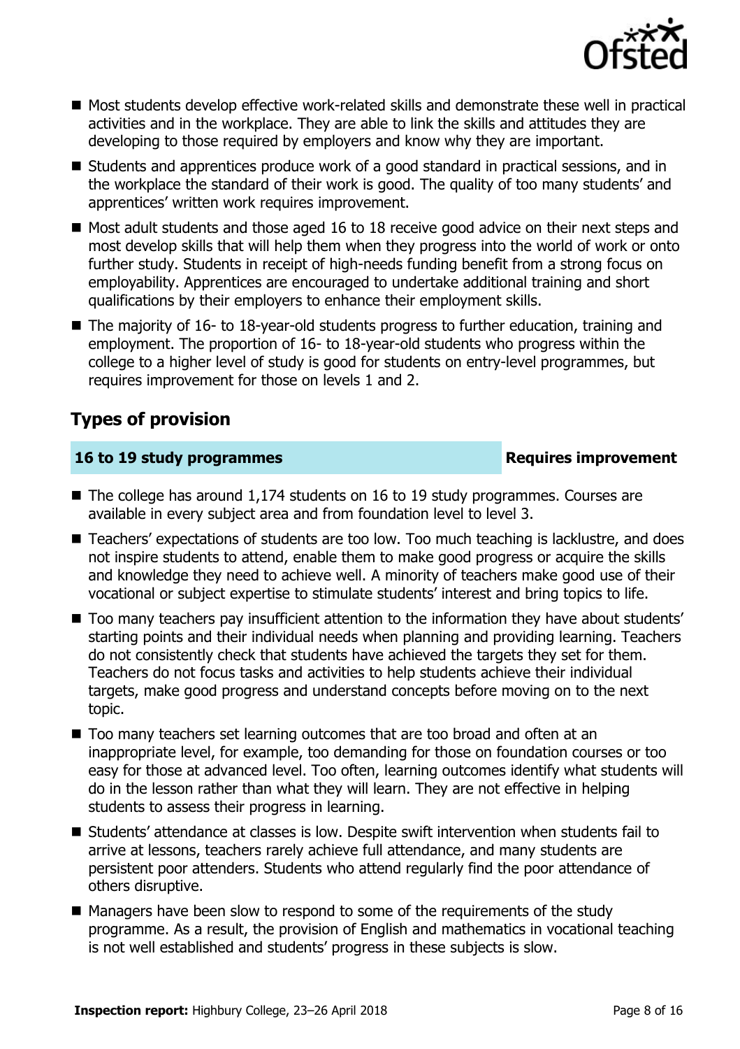- Most students develop effective work-related skills and demonstrate these well in practical activities and in the workplace. They are able to link the skills and attitudes they are developing to those required by employers and know why they are important.
- Students and apprentices produce work of a good standard in practical sessions, and in the workplace the standard of their work is good. The quality of too many students' and apprentices' written work requires improvement.
- Most adult students and those aged 16 to 18 receive good advice on their next steps and most develop skills that will help them when they progress into the world of work or onto further study. Students in receipt of high-needs funding benefit from a strong focus on employability. Apprentices are encouraged to undertake additional training and short qualifications by their employers to enhance their employment skills.
- The majority of 16- to 18-year-old students progress to further education, training and employment. The proportion of 16- to 18-year-old students who progress within the college to a higher level of study is good for students on entry-level programmes, but requires improvement for those on levels 1 and 2.

## Types of provision

| **16 to 19 study programmes** | **Requires improvement** |
| --- | --- |

- The college has around 1,174 students on 16 to 19 study programmes. Courses are available in every subject area and from foundation level to level 3.
- Teachers' expectations of students are too low. Too much teaching is lacklustre, and does not inspire students to attend, enable them to make good progress or acquire the skills and knowledge they need to achieve well. A minority of teachers make good use of their vocational or subject expertise to stimulate students' interest and bring topics to life.
- Too many teachers pay insufficient attention to the information they have about students' starting points and their individual needs when planning and providing learning. Teachers do not consistently check that students have achieved the targets they set for them. Teachers do not focus tasks and activities to help students achieve their individual targets, make good progress and understand concepts before moving on to the next topic.
- Too many teachers set learning outcomes that are too broad and often at an inappropriate level, for example, too demanding for those on foundation courses or too easy for those at advanced level. Too often, learning outcomes identify what students will do in the lesson rather than what they will learn. They are not effective in helping students to assess their progress in learning.
- Students' attendance at classes is low. Despite swift intervention when students fail to arrive at lessons, teachers rarely achieve full attendance, and many students are persistent poor attenders. Students who attend regularly find the poor attendance of others disruptive.
- Managers have been slow to respond to some of the requirements of the study programme. As a result, the provision of English and mathematics in vocational teaching is not well established and students' progress in these subjects is slow.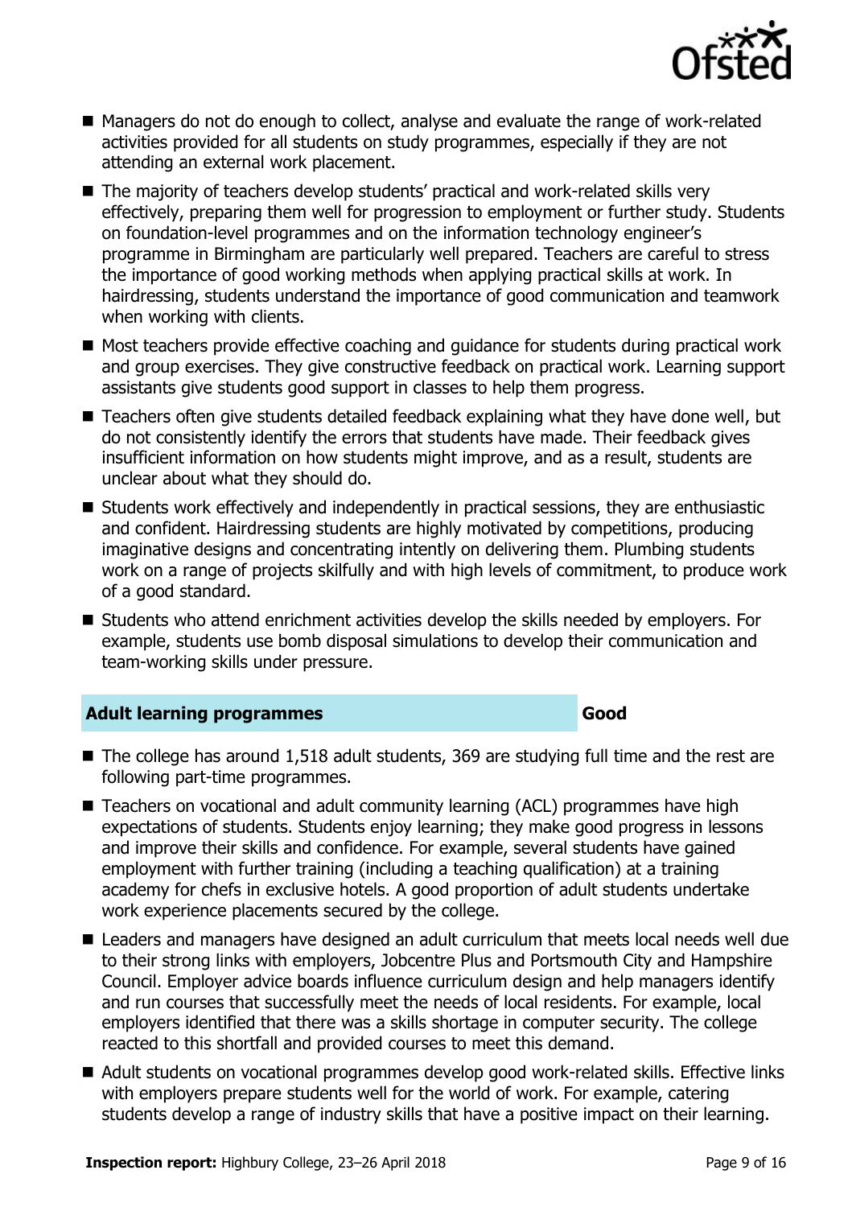- Managers do not do enough to collect, analyse and evaluate the range of work-related activities provided for all students on study programmes, especially if they are not attending an external work placement.
- The majority of teachers develop students' practical and work-related skills very effectively, preparing them well for progression to employment or further study. Students on foundation-level programmes and on the information technology engineer's programme in Birmingham are particularly well prepared. Teachers are careful to stress the importance of good working methods when applying practical skills at work. In hairdressing, students understand the importance of good communication and teamwork when working with clients.
- Most teachers provide effective coaching and guidance for students during practical work and group exercises. They give constructive feedback on practical work. Learning support assistants give students good support in classes to help them progress.
- Teachers often give students detailed feedback explaining what they have done well, but do not consistently identify the errors that students have made. Their feedback gives insufficient information on how students might improve, and as a result, students are unclear about what they should do.
- Students work effectively and independently in practical sessions, they are enthusiastic and confident. Hairdressing students are highly motivated by competitions, producing imaginative designs and concentrating intently on delivering them. Plumbing students work on a range of projects skilfully and with high levels of commitment, to produce work of a good standard.
- Students who attend enrichment activities develop the skills needed by employers. For example, students use bomb disposal simulations to develop their communication and team-working skills under pressure.

| **Adult learning programmes** | **Good** |
|---|---|

- The college has around 1,518 adult students, 369 are studying full time and the rest are following part-time programmes.
- Teachers on vocational and adult community learning (ACL) programmes have high expectations of students. Students enjoy learning; they make good progress in lessons and improve their skills and confidence. For example, several students have gained employment with further training (including a teaching qualification) at a training academy for chefs in exclusive hotels. A good proportion of adult students undertake work experience placements secured by the college.
- Leaders and managers have designed an adult curriculum that meets local needs well due to their strong links with employers, Jobcentre Plus and Portsmouth City and Hampshire Council. Employer advice boards influence curriculum design and help managers identify and run courses that successfully meet the needs of local residents. For example, local employers identified that there was a skills shortage in computer security. The college reacted to this shortfall and provided courses to meet this demand.
- Adult students on vocational programmes develop good work-related skills. Effective links with employers prepare students well for the world of work. For example, catering students develop a range of industry skills that have a positive impact on their learning.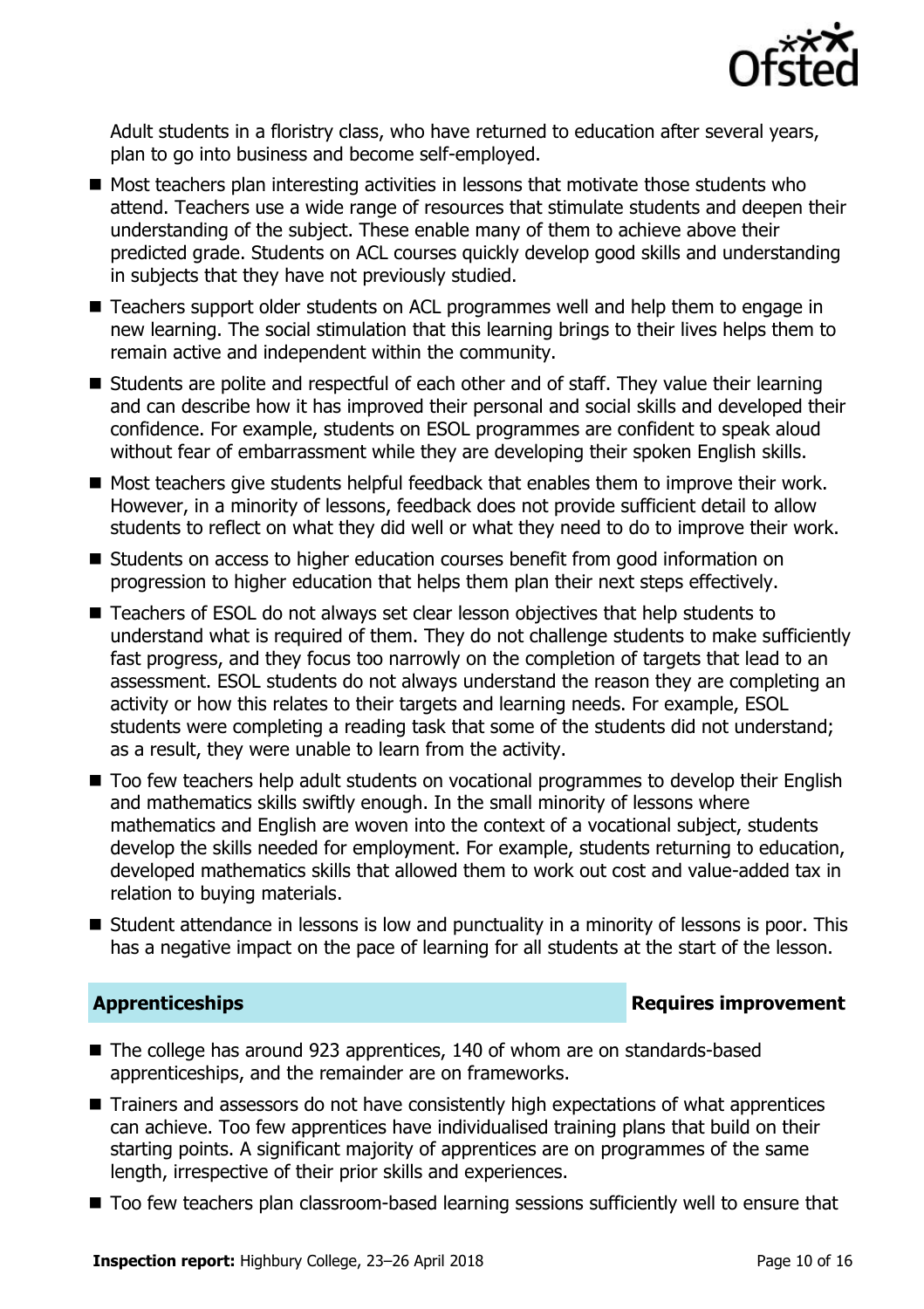Adult students in a floristry class, who have returned to education after several years, plan to go into business and become self-employed.

- Most teachers plan interesting activities in lessons that motivate those students who attend. Teachers use a wide range of resources that stimulate students and deepen their understanding of the subject. These enable many of them to achieve above their predicted grade. Students on ACL courses quickly develop good skills and understanding in subjects that they have not previously studied.
- Teachers support older students on ACL programmes well and help them to engage in new learning. The social stimulation that this learning brings to their lives helps them to remain active and independent within the community.
- Students are polite and respectful of each other and of staff. They value their learning and can describe how it has improved their personal and social skills and developed their confidence. For example, students on ESOL programmes are confident to speak aloud without fear of embarrassment while they are developing their spoken English skills.
- Most teachers give students helpful feedback that enables them to improve their work. However, in a minority of lessons, feedback does not provide sufficient detail to allow students to reflect on what they did well or what they need to do to improve their work.
- Students on access to higher education courses benefit from good information on progression to higher education that helps them plan their next steps effectively.
- Teachers of ESOL do not always set clear lesson objectives that help students to understand what is required of them. They do not challenge students to make sufficiently fast progress, and they focus too narrowly on the completion of targets that lead to an assessment. ESOL students do not always understand the reason they are completing an activity or how this relates to their targets and learning needs. For example, ESOL students were completing a reading task that some of the students did not understand; as a result, they were unable to learn from the activity.
- Too few teachers help adult students on vocational programmes to develop their English and mathematics skills swiftly enough. In the small minority of lessons where mathematics and English are woven into the context of a vocational subject, students develop the skills needed for employment. For example, students returning to education, developed mathematics skills that allowed them to work out cost and value-added tax in relation to buying materials.
- Student attendance in lessons is low and punctuality in a minority of lessons is poor. This has a negative impact on the pace of learning for all students at the start of the lesson.

## Apprenticeships — Requires improvement

- The college has around 923 apprentices, 140 of whom are on standards-based apprenticeships, and the remainder are on frameworks.
- Trainers and assessors do not have consistently high expectations of what apprentices can achieve. Too few apprentices have individualised training plans that build on their starting points. A significant majority of apprentices are on programmes of the same length, irrespective of their prior skills and experiences.
- Too few teachers plan classroom-based learning sessions sufficiently well to ensure that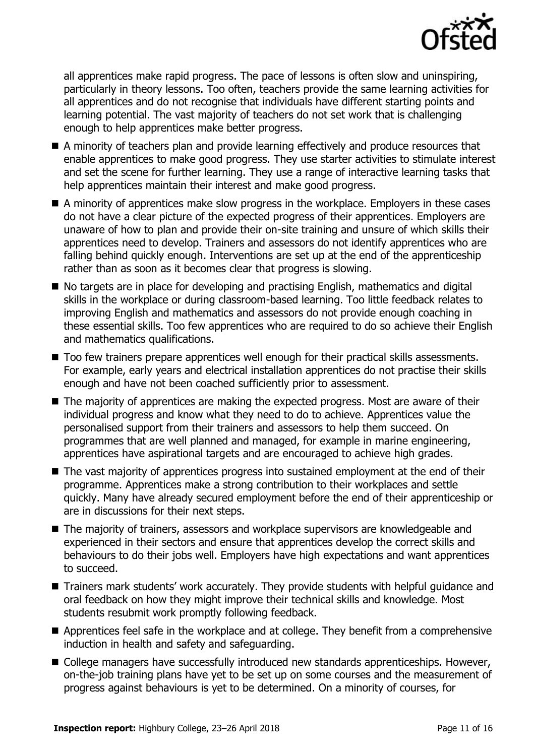all apprentices make rapid progress. The pace of lessons is often slow and uninspiring, particularly in theory lessons. Too often, teachers provide the same learning activities for all apprentices and do not recognise that individuals have different starting points and learning potential. The vast majority of teachers do not set work that is challenging enough to help apprentices make better progress.

- A minority of teachers plan and provide learning effectively and produce resources that enable apprentices to make good progress. They use starter activities to stimulate interest and set the scene for further learning. They use a range of interactive learning tasks that help apprentices maintain their interest and make good progress.
- A minority of apprentices make slow progress in the workplace. Employers in these cases do not have a clear picture of the expected progress of their apprentices. Employers are unaware of how to plan and provide their on-site training and unsure of which skills their apprentices need to develop. Trainers and assessors do not identify apprentices who are falling behind quickly enough. Interventions are set up at the end of the apprenticeship rather than as soon as it becomes clear that progress is slowing.
- No targets are in place for developing and practising English, mathematics and digital skills in the workplace or during classroom-based learning. Too little feedback relates to improving English and mathematics and assessors do not provide enough coaching in these essential skills. Too few apprentices who are required to do so achieve their English and mathematics qualifications.
- Too few trainers prepare apprentices well enough for their practical skills assessments. For example, early years and electrical installation apprentices do not practise their skills enough and have not been coached sufficiently prior to assessment.
- The majority of apprentices are making the expected progress. Most are aware of their individual progress and know what they need to do to achieve. Apprentices value the personalised support from their trainers and assessors to help them succeed. On programmes that are well planned and managed, for example in marine engineering, apprentices have aspirational targets and are encouraged to achieve high grades.
- The vast majority of apprentices progress into sustained employment at the end of their programme. Apprentices make a strong contribution to their workplaces and settle quickly. Many have already secured employment before the end of their apprenticeship or are in discussions for their next steps.
- The majority of trainers, assessors and workplace supervisors are knowledgeable and experienced in their sectors and ensure that apprentices develop the correct skills and behaviours to do their jobs well. Employers have high expectations and want apprentices to succeed.
- Trainers mark students' work accurately. They provide students with helpful guidance and oral feedback on how they might improve their technical skills and knowledge. Most students resubmit work promptly following feedback.
- Apprentices feel safe in the workplace and at college. They benefit from a comprehensive induction in health and safety and safeguarding.
- College managers have successfully introduced new standards apprenticeships. However, on-the-job training plans have yet to be set up on some courses and the measurement of progress against behaviours is yet to be determined. On a minority of courses, for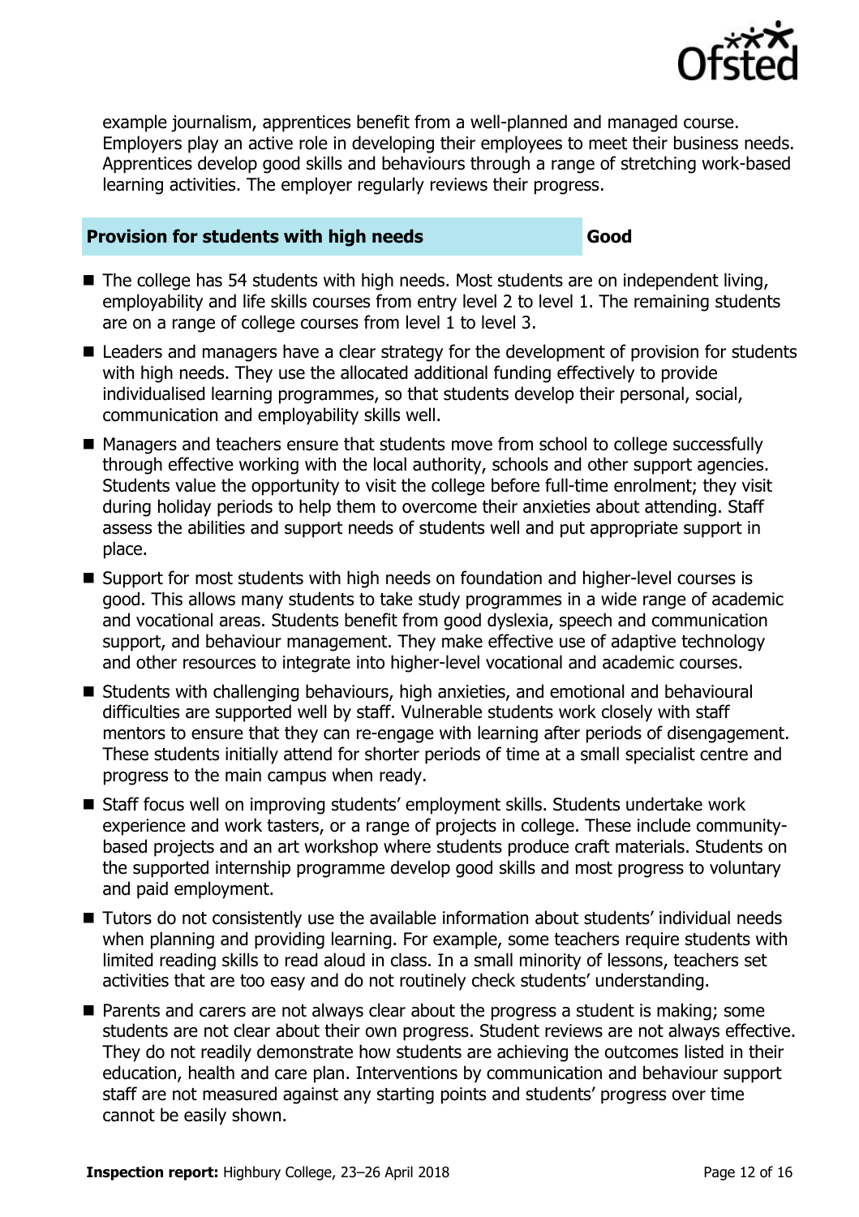example journalism, apprentices benefit from a well-planned and managed course. Employers play an active role in developing their employees to meet their business needs. Apprentices develop good skills and behaviours through a range of stretching work-based learning activities. The employer regularly reviews their progress.

| **Provision for students with high needs** | **Good** |
| --- | --- |

- The college has 54 students with high needs. Most students are on independent living, employability and life skills courses from entry level 2 to level 1. The remaining students are on a range of college courses from level 1 to level 3.
- Leaders and managers have a clear strategy for the development of provision for students with high needs. They use the allocated additional funding effectively to provide individualised learning programmes, so that students develop their personal, social, communication and employability skills well.
- Managers and teachers ensure that students move from school to college successfully through effective working with the local authority, schools and other support agencies. Students value the opportunity to visit the college before full-time enrolment; they visit during holiday periods to help them to overcome their anxieties about attending. Staff assess the abilities and support needs of students well and put appropriate support in place.
- Support for most students with high needs on foundation and higher-level courses is good. This allows many students to take study programmes in a wide range of academic and vocational areas. Students benefit from good dyslexia, speech and communication support, and behaviour management. They make effective use of adaptive technology and other resources to integrate into higher-level vocational and academic courses.
- Students with challenging behaviours, high anxieties, and emotional and behavioural difficulties are supported well by staff. Vulnerable students work closely with staff mentors to ensure that they can re-engage with learning after periods of disengagement. These students initially attend for shorter periods of time at a small specialist centre and progress to the main campus when ready.
- Staff focus well on improving students' employment skills. Students undertake work experience and work tasters, or a range of projects in college. These include community-based projects and an art workshop where students produce craft materials. Students on the supported internship programme develop good skills and most progress to voluntary and paid employment.
- Tutors do not consistently use the available information about students' individual needs when planning and providing learning. For example, some teachers require students with limited reading skills to read aloud in class. In a small minority of lessons, teachers set activities that are too easy and do not routinely check students' understanding.
- Parents and carers are not always clear about the progress a student is making; some students are not clear about their own progress. Student reviews are not always effective. They do not readily demonstrate how students are achieving the outcomes listed in their education, health and care plan. Interventions by communication and behaviour support staff are not measured against any starting points and students' progress over time cannot be easily shown.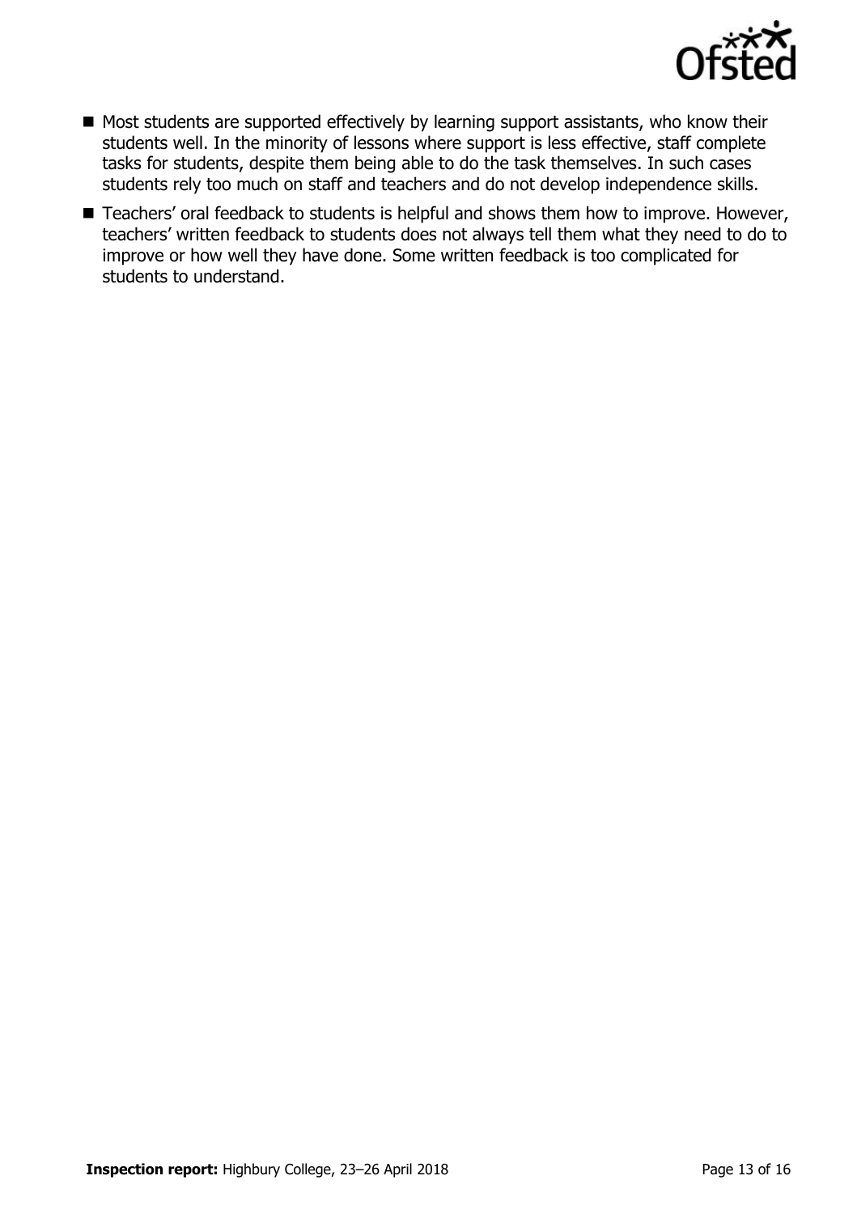- Most students are supported effectively by learning support assistants, who know their students well. In the minority of lessons where support is less effective, staff complete tasks for students, despite them being able to do the task themselves. In such cases students rely too much on staff and teachers and do not develop independence skills.
- Teachers' oral feedback to students is helpful and shows them how to improve. However, teachers' written feedback to students does not always tell them what they need to do to improve or how well they have done. Some written feedback is too complicated for students to understand.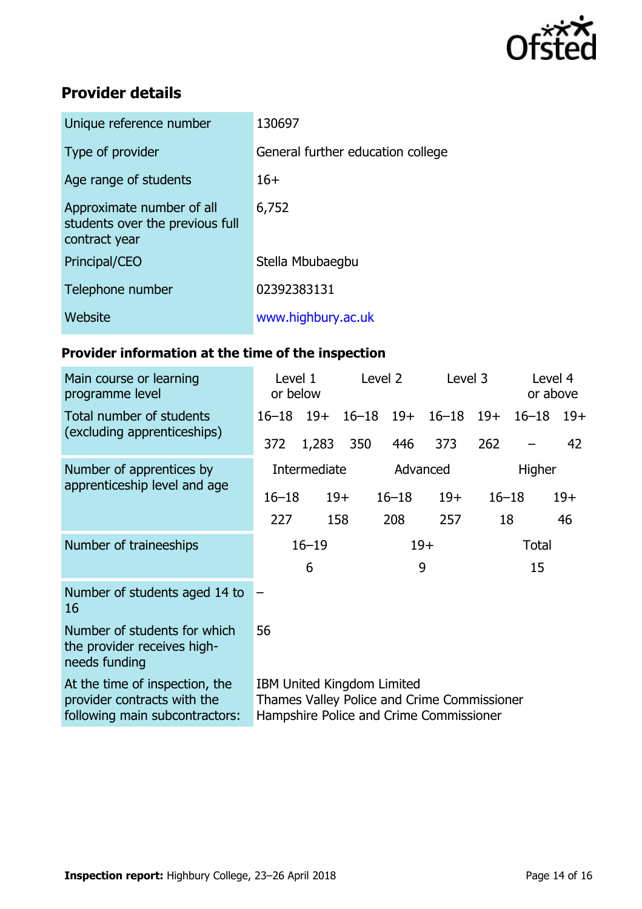## Provider details

| | |
|---|---|
| Unique reference number | 130697 |
| Type of provider | General further education college |
| Age range of students | 16+ |
| Approximate number of all students over the previous full contract year | 6,752 |
| Principal/CEO | Stella Mbubaegbu |
| Telephone number | 02392383131 |
| Website | www.highbury.ac.uk |

### Provider information at the time of the inspection

| Main course or learning programme level | Level 1 or below | | Level 2 | | Level 3 | | Level 4 or above | |
|---|---|---|---|---|---|---|---|---|
| Total number of students (excluding apprenticeships) | 16–18 | 19+ | 16–18 | 19+ | 16–18 | 19+ | 16–18 | 19+ |
| | 372 | 1,283 | 350 | 446 | 373 | 262 | – | 42 |

| Number of apprentices by apprenticeship level and age | Intermediate | | Advanced | | Higher | |
|---|---|---|---|---|---|---|
| | 16–18 | 19+ | 16–18 | 19+ | 16–18 | 19+ |
| | 227 | 158 | 208 | 257 | 18 | 46 |

| Number of traineeships | 16–19 | 19+ | Total |
|---|---|---|---|
| | 6 | 9 | 15 |

| | |
|---|---|
| Number of students aged 14 to 16 | – |
| Number of students for which the provider receives high-needs funding | 56 |
| At the time of inspection, the provider contracts with the following main subcontractors: | IBM United Kingdom Limited<br>Thames Valley Police and Crime Commissioner<br>Hampshire Police and Crime Commissioner |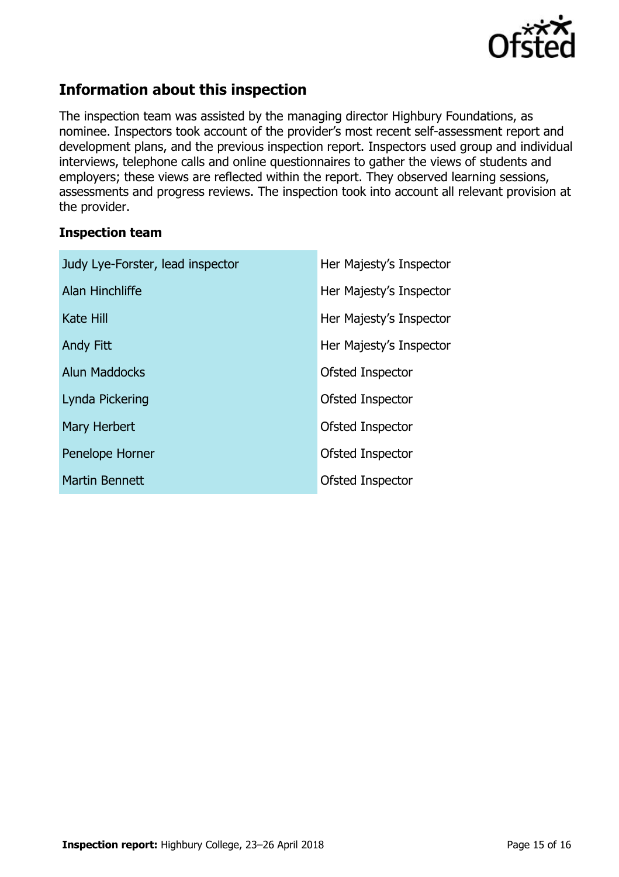## Information about this inspection

The inspection team was assisted by the managing director Highbury Foundations, as nominee. Inspectors took account of the provider's most recent self-assessment report and development plans, and the previous inspection report. Inspectors used group and individual interviews, telephone calls and online questionnaires to gather the views of students and employers; these views are reflected within the report. They observed learning sessions, assessments and progress reviews. The inspection took into account all relevant provision at the provider.

### Inspection team

| | |
|---|---|
| Judy Lye-Forster, lead inspector | Her Majesty's Inspector |
| Alan Hinchliffe | Her Majesty's Inspector |
| Kate Hill | Her Majesty's Inspector |
| Andy Fitt | Her Majesty's Inspector |
| Alun Maddocks | Ofsted Inspector |
| Lynda Pickering | Ofsted Inspector |
| Mary Herbert | Ofsted Inspector |
| Penelope Horner | Ofsted Inspector |
| Martin Bennett | Ofsted Inspector |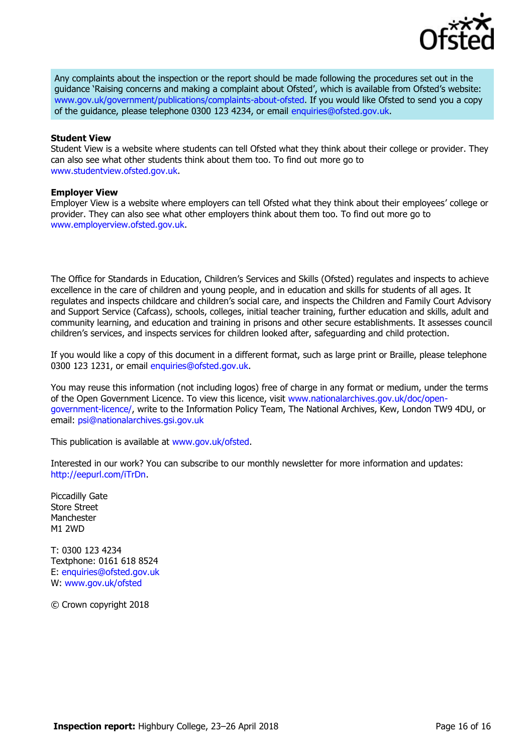Any complaints about the inspection or the report should be made following the procedures set out in the guidance 'Raising concerns and making a complaint about Ofsted', which is available from Ofsted's website: www.gov.uk/government/publications/complaints-about-ofsted. If you would like Ofsted to send you a copy of the guidance, please telephone 0300 123 4234, or email enquiries@ofsted.gov.uk.

**Student View**
Student View is a website where students can tell Ofsted what they think about their college or provider. They can also see what other students think about them too. To find out more go to www.studentview.ofsted.gov.uk.

**Employer View**
Employer View is a website where employers can tell Ofsted what they think about their employees' college or provider. They can also see what other employers think about them too. To find out more go to www.employerview.ofsted.gov.uk.

The Office for Standards in Education, Children's Services and Skills (Ofsted) regulates and inspects to achieve excellence in the care of children and young people, and in education and skills for students of all ages. It regulates and inspects childcare and children's social care, and inspects the Children and Family Court Advisory and Support Service (Cafcass), schools, colleges, initial teacher training, further education and skills, adult and community learning, and education and training in prisons and other secure establishments. It assesses council children's services, and inspects services for children looked after, safeguarding and child protection.

If you would like a copy of this document in a different format, such as large print or Braille, please telephone 0300 123 1231, or email enquiries@ofsted.gov.uk.

You may reuse this information (not including logos) free of charge in any format or medium, under the terms of the Open Government Licence. To view this licence, visit www.nationalarchives.gov.uk/doc/open-government-licence/, write to the Information Policy Team, The National Archives, Kew, London TW9 4DU, or email: psi@nationalarchives.gsi.gov.uk

This publication is available at www.gov.uk/ofsted.

Interested in our work? You can subscribe to our monthly newsletter for more information and updates: http://eepurl.com/iTrDn.

Piccadilly Gate
Store Street
Manchester
M1 2WD

T: 0300 123 4234
Textphone: 0161 618 8524
E: enquiries@ofsted.gov.uk
W: www.gov.uk/ofsted

© Crown copyright 2018